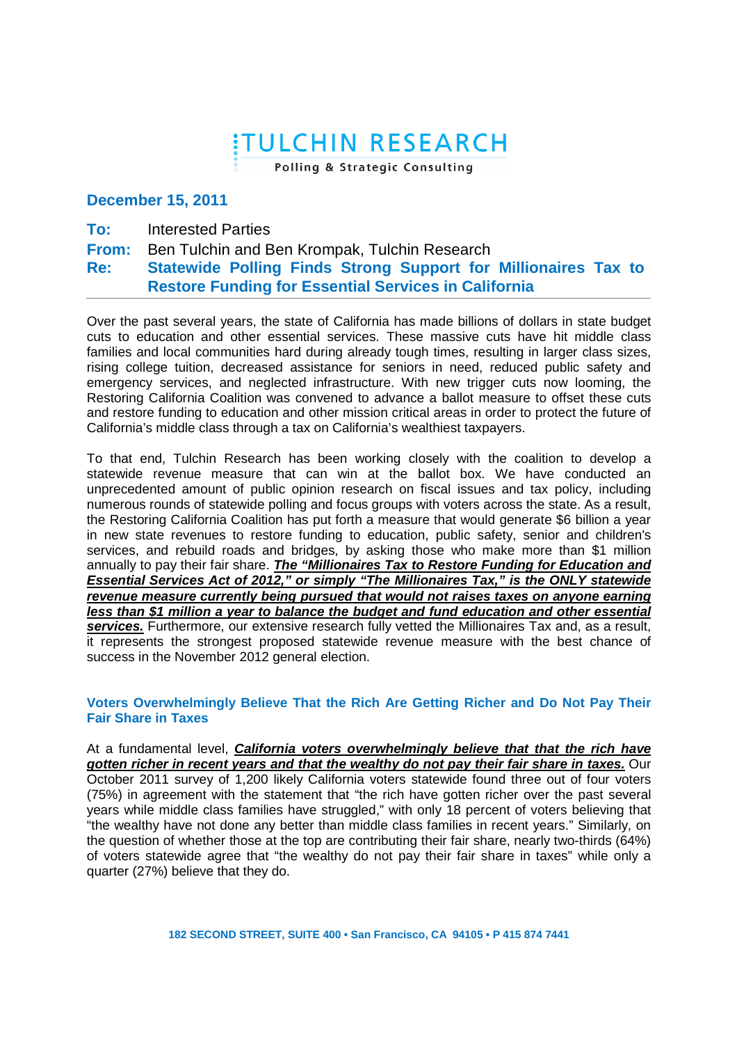# TULCHIN RESEARCH

Polling & Strategic Consulting

**December 15, 2011**

**To:** Interested Parties

**From:** Ben Tulchin and Ben Krompak, Tulchin Research

**Re:** **Statewide Polling Finds Strong Support for Millionaires Tax to Restore Funding for Essential Services in California**

---

Over the past several years, the state of California has made billions of dollars in state budget cuts to education and other essential services. These massive cuts have hit middle class families and local communities hard during already tough times, resulting in larger class sizes, rising college tuition, decreased assistance for seniors in need, reduced public safety and emergency services, and neglected infrastructure. With new trigger cuts now looming, the Restoring California Coalition was convened to advance a ballot measure to offset these cuts and restore funding to education and other mission critical areas in order to protect the future of California's middle class through a tax on California's wealthiest taxpayers.

To that end, Tulchin Research has been working closely with the coalition to develop a statewide revenue measure that can win at the ballot box. We have conducted an unprecedented amount of public opinion research on fiscal issues and tax policy, including numerous rounds of statewide polling and focus groups with voters across the state. As a result, the Restoring California Coalition has put forth a measure that would generate $6 billion a year in new state revenues to restore funding to education, public safety, senior and children's services, and rebuild roads and bridges, by asking those who make more than $1 million annually to pay their fair share. ***<u>The "Millionaires Tax to Restore Funding for Education and Essential Services Act of 2012," or simply "The Millionaires Tax," is the ONLY statewide revenue measure currently being pursued that would not raises taxes on anyone earning less than $1 million a year to balance the budget and fund education and other essential services.</u>*** Furthermore, our extensive research fully vetted the Millionaires Tax and, as a result, it represents the strongest proposed statewide revenue measure with the best chance of success in the November 2012 general election.

### Voters Overwhelmingly Believe That the Rich Are Getting Richer and Do Not Pay Their Fair Share in Taxes

At a fundamental level, ***<u>California voters overwhelmingly believe that that the rich have gotten richer in recent years and that the wealthy do not pay their fair share in taxes.</u>*** Our October 2011 survey of 1,200 likely California voters statewide found three out of four voters (75%) in agreement with the statement that "the rich have gotten richer over the past several years while middle class families have struggled," with only 18 percent of voters believing that "the wealthy have not done any better than middle class families in recent years." Similarly, on the question of whether those at the top are contributing their fair share, nearly two-thirds (64%) of voters statewide agree that "the wealthy do not pay their fair share in taxes" while only a quarter (27%) believe that they do.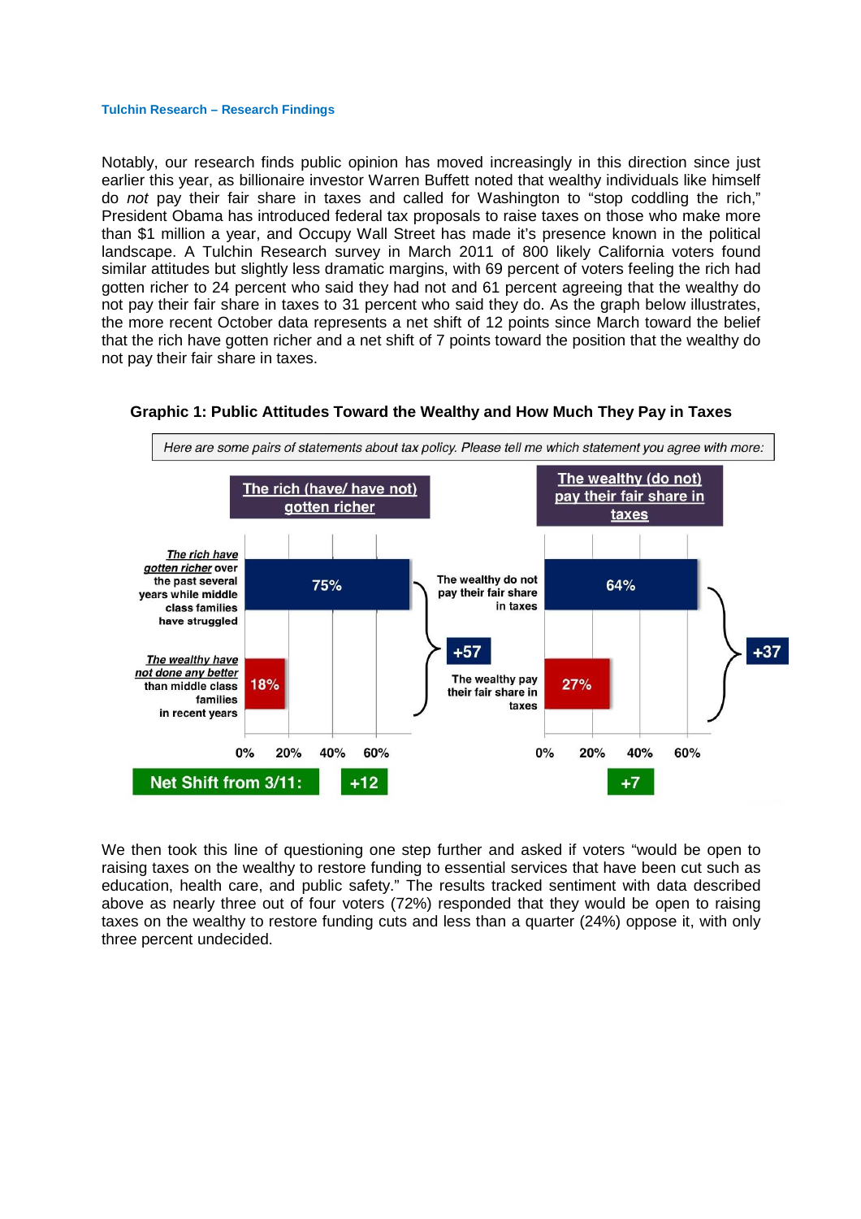Notably, our research finds public opinion has moved increasingly in this direction since just earlier this year, as billionaire investor Warren Buffett noted that wealthy individuals like himself do *not* pay their fair share in taxes and called for Washington to "stop coddling the rich," President Obama has introduced federal tax proposals to raise taxes on those who make more than $1 million a year, and Occupy Wall Street has made it's presence known in the political landscape. A Tulchin Research survey in March 2011 of 800 likely California voters found similar attitudes but slightly less dramatic margins, with 69 percent of voters feeling the rich had gotten richer to 24 percent who said they had not and 61 percent agreeing that the wealthy do not pay their fair share in taxes to 31 percent who said they do. As the graph below illustrates, the more recent October data represents a net shift of 12 points since March toward the belief that the rich have gotten richer and a net shift of 7 points toward the position that the wealthy do not pay their fair share in taxes.

**Graphic 1: Public Attitudes Toward the Wealthy and How Much They Pay in Taxes**

*Here are some pairs of statements about tax policy. Please tell me which statement you agree with more:*

**The rich (have/ have not) gotten richer**

| Statement | % |
|---|---|
| ***The rich have gotten richer*** over the past several years while middle class families have struggled | 75% |
| ***The wealthy have not done any better*** than middle class families in recent years | 18% |
| Margin | +57 |
| Net Shift from 3/11 | +12 |

**The wealthy (do not) pay their fair share in taxes**

| Statement | % |
|---|---|
| The wealthy do not pay their fair share in taxes | 64% |
| The wealthy pay their fair share in taxes | 27% |
| Margin | +37 |
| Net Shift from 3/11 | +7 |

We then took this line of questioning one step further and asked if voters "would be open to raising taxes on the wealthy to restore funding to essential services that have been cut such as education, health care, and public safety." The results tracked sentiment with data described above as nearly three out of four voters (72%) responded that they would be open to raising taxes on the wealthy to restore funding cuts and less than a quarter (24%) oppose it, with only three percent undecided.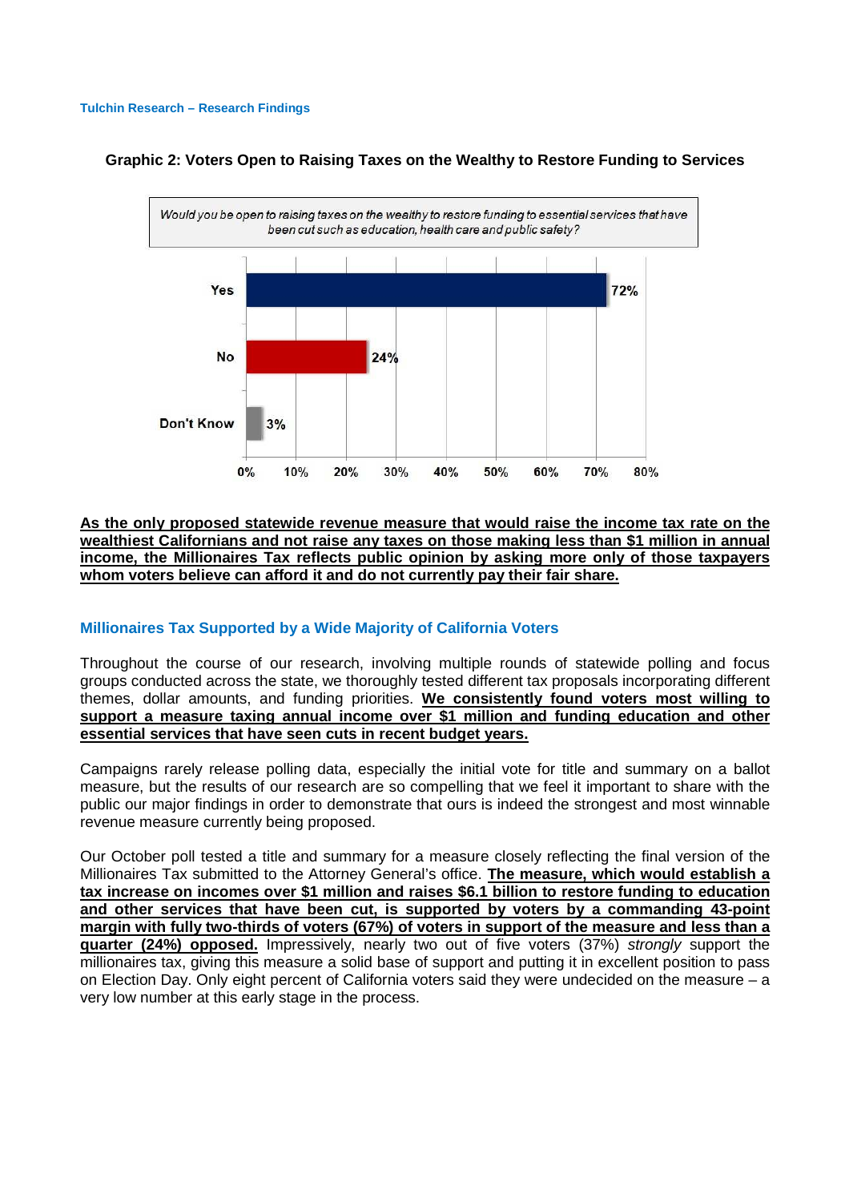**Graphic 2: Voters Open to Raising Taxes on the Wealthy to Restore Funding to Services**

*Would you be open to raising taxes on the wealthy to restore funding to essential services that have been cut such as education, health care and public safety?*

| Response | Percent |
| --- | --- |
| Yes | 72% |
| No | 24% |
| Don't Know | 3% |

**As the only proposed statewide revenue measure that would raise the income tax rate on the wealthiest Californians and not raise any taxes on those making less than $1 million in annual income, the Millionaires Tax reflects public opinion by asking more only of those taxpayers whom voters believe can afford it and do not currently pay their fair share.**

## Millionaires Tax Supported by a Wide Majority of California Voters

Throughout the course of our research, involving multiple rounds of statewide polling and focus groups conducted across the state, we thoroughly tested different tax proposals incorporating different themes, dollar amounts, and funding priorities. **We consistently found voters most willing to support a measure taxing annual income over $1 million and funding education and other essential services that have seen cuts in recent budget years.**

Campaigns rarely release polling data, especially the initial vote for title and summary on a ballot measure, but the results of our research are so compelling that we feel it important to share with the public our major findings in order to demonstrate that ours is indeed the strongest and most winnable revenue measure currently being proposed.

Our October poll tested a title and summary for a measure closely reflecting the final version of the Millionaires Tax submitted to the Attorney General's office. **The measure, which would establish a tax increase on incomes over $1 million and raises $6.1 billion to restore funding to education and other services that have been cut, is supported by voters by a commanding 43-point margin with fully two-thirds of voters (67%) of voters in support of the measure and less than a quarter (24%) opposed.** Impressively, nearly two out of five voters (37%) *strongly* support the millionaires tax, giving this measure a solid base of support and putting it in excellent position to pass on Election Day. Only eight percent of California voters said they were undecided on the measure – a very low number at this early stage in the process.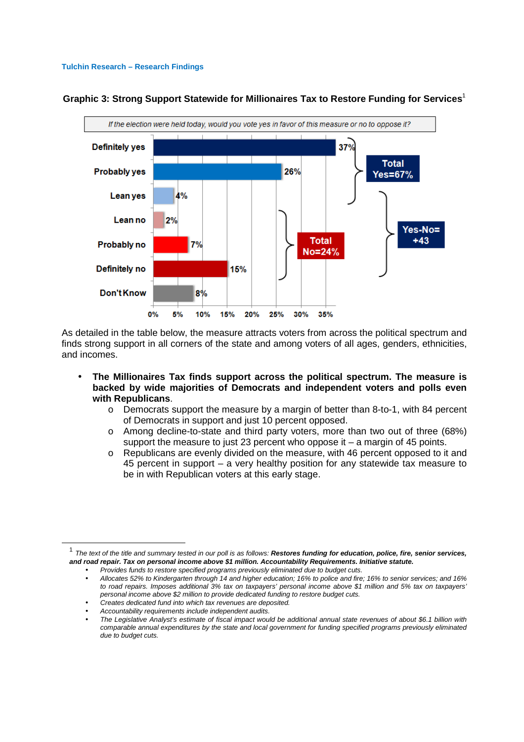**Graphic 3: Strong Support Statewide for Millionaires Tax to Restore Funding for Services**[1]

*If the election were held today, would you vote yes in favor of this measure or no to oppose it?*

| Response | Percent |
|---|---|
| Definitely yes | 37% |
| Probably yes | 26% |
| Lean yes | 4% |
| Lean no | 2% |
| Probably no | 7% |
| Definitely no | 15% |
| Don't Know | 8% |

Total Yes=67%

Total No=24%

Yes-No= +43

As detailed in the table below, the measure attracts voters from across the political spectrum and finds strong support in all corners of the state and among voters of all ages, genders, ethnicities, and incomes.

- **The Millionaires Tax finds support across the political spectrum. The measure is backed by wide majorities of Democrats and independent voters and polls even with Republicans**.
  - Democrats support the measure by a margin of better than 8-to-1, with 84 percent of Democrats in support and just 10 percent opposed.
  - Among decline-to-state and third party voters, more than two out of three (68%) support the measure to just 23 percent who oppose it – a margin of 45 points.
  - Republicans are evenly divided on the measure, with 46 percent opposed to it and 45 percent in support – a very healthy position for any statewide tax measure to be in with Republican voters at this early stage.

---

[1] *The text of the title and summary tested in our poll is as follows:* ***Restores funding for education, police, fire, senior services, and road repair. Tax on personal income above $1 million. Accountability Requirements. Initiative statute.***

- *Provides funds to restore specified programs previously eliminated due to budget cuts.*
- *Allocates 52% to Kindergarten through 14 and higher education; 16% to police and fire; 16% to senior services; and 16% to road repairs. Imposes additional 3% tax on taxpayers' personal income above $1 million and 5% tax on taxpayers' personal income above $2 million to provide dedicated funding to restore budget cuts.*
- *Creates dedicated fund into which tax revenues are deposited.*
- *Accountability requirements include independent audits.*
- *The Legislative Analyst's estimate of fiscal impact would be additional annual state revenues of about $6.1 billion with comparable annual expenditures by the state and local government for funding specified programs previously eliminated due to budget cuts.*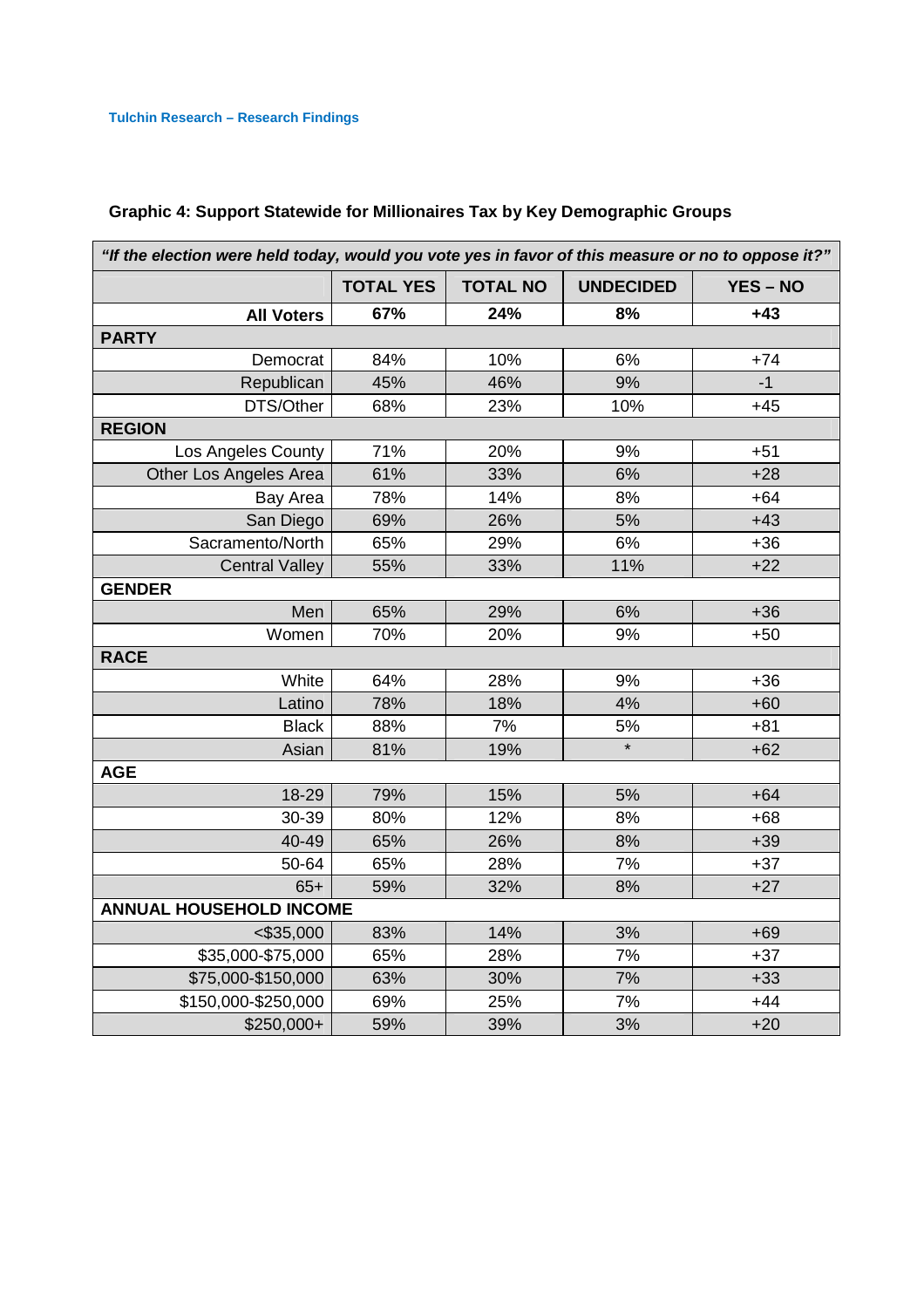### Graphic 4: Support Statewide for Millionaires Tax by Key Demographic Groups

| *"If the election were held today, would you vote yes in favor of this measure or no to oppose it?"* | | | | |
|---|---|---|---|---|
| | **TOTAL YES** | **TOTAL NO** | **UNDECIDED** | **YES – NO** |
| **All Voters** | **67%** | **24%** | **8%** | **+43** |
| **PARTY** | | | | |
| Democrat | 84% | 10% | 6% | +74 |
| Republican | 45% | 46% | 9% | -1 |
| DTS/Other | 68% | 23% | 10% | +45 |
| **REGION** | | | | |
| Los Angeles County | 71% | 20% | 9% | +51 |
| Other Los Angeles Area | 61% | 33% | 6% | +28 |
| Bay Area | 78% | 14% | 8% | +64 |
| San Diego | 69% | 26% | 5% | +43 |
| Sacramento/North | 65% | 29% | 6% | +36 |
| Central Valley | 55% | 33% | 11% | +22 |
| **GENDER** | | | | |
| Men | 65% | 29% | 6% | +36 |
| Women | 70% | 20% | 9% | +50 |
| **RACE** | | | | |
| White | 64% | 28% | 9% | +36 |
| Latino | 78% | 18% | 4% | +60 |
| Black | 88% | 7% | 5% | +81 |
| Asian | 81% | 19% | * | +62 |
| **AGE** | | | | |
| 18-29 | 79% | 15% | 5% | +64 |
| 30-39 | 80% | 12% | 8% | +68 |
| 40-49 | 65% | 26% | 8% | +39 |
| 50-64 | 65% | 28% | 7% | +37 |
| 65+ | 59% | 32% | 8% | +27 |
| **ANNUAL HOUSEHOLD INCOME** | | | | |
| <$35,000 | 83% | 14% | 3% | +69 |
| $35,000-$75,000 | 65% | 28% | 7% | +37 |
| $75,000-$150,000 | 63% | 30% | 7% | +33 |
| $150,000-$250,000 | 69% | 25% | 7% | +44 |
| $250,000+ | 59% | 39% | 3% | +20 |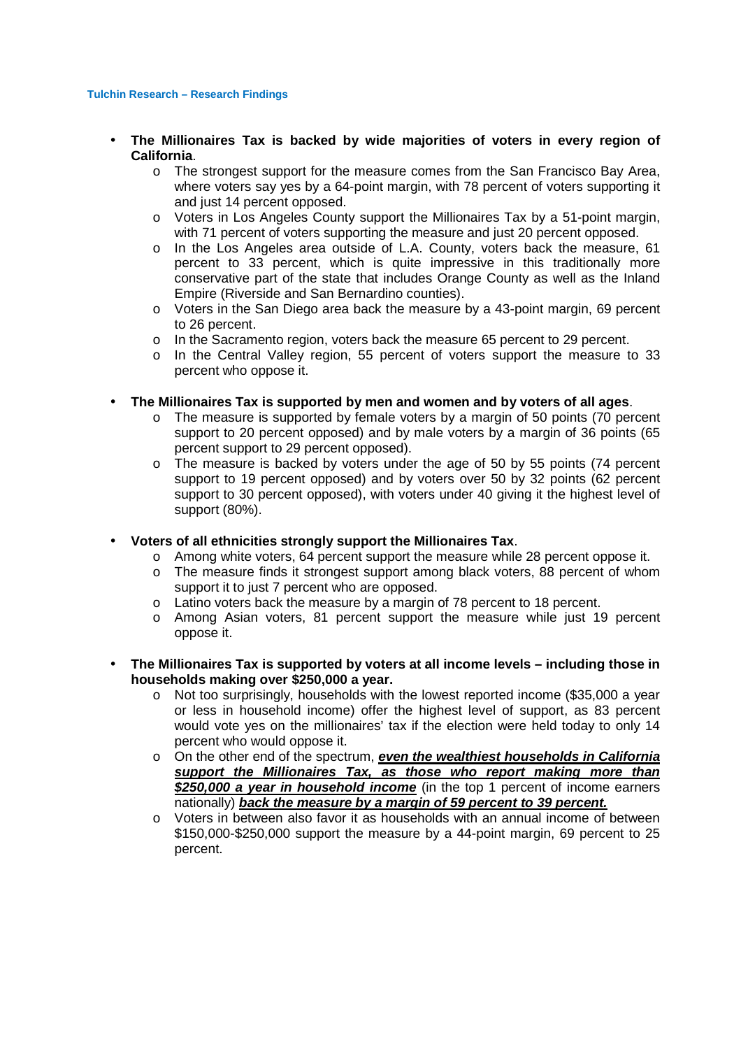- **The Millionaires Tax is backed by wide majorities of voters in every region of California**.
  - The strongest support for the measure comes from the San Francisco Bay Area, where voters say yes by a 64-point margin, with 78 percent of voters supporting it and just 14 percent opposed.
  - Voters in Los Angeles County support the Millionaires Tax by a 51-point margin, with 71 percent of voters supporting the measure and just 20 percent opposed.
  - In the Los Angeles area outside of L.A. County, voters back the measure, 61 percent to 33 percent, which is quite impressive in this traditionally more conservative part of the state that includes Orange County as well as the Inland Empire (Riverside and San Bernardino counties).
  - Voters in the San Diego area back the measure by a 43-point margin, 69 percent to 26 percent.
  - In the Sacramento region, voters back the measure 65 percent to 29 percent.
  - In the Central Valley region, 55 percent of voters support the measure to 33 percent who oppose it.

- **The Millionaires Tax is supported by men and women and by voters of all ages**.
  - The measure is supported by female voters by a margin of 50 points (70 percent support to 20 percent opposed) and by male voters by a margin of 36 points (65 percent support to 29 percent opposed).
  - The measure is backed by voters under the age of 50 by 55 points (74 percent support to 19 percent opposed) and by voters over 50 by 32 points (62 percent support to 30 percent opposed), with voters under 40 giving it the highest level of support (80%).

- **Voters of all ethnicities strongly support the Millionaires Tax**.
  - Among white voters, 64 percent support the measure while 28 percent oppose it.
  - The measure finds it strongest support among black voters, 88 percent of whom support it to just 7 percent who are opposed.
  - Latino voters back the measure by a margin of 78 percent to 18 percent.
  - Among Asian voters, 81 percent support the measure while just 19 percent oppose it.

- **The Millionaires Tax is supported by voters at all income levels – including those in households making over $250,000 a year.**
  - Not too surprisingly, households with the lowest reported income ($35,000 a year or less in household income) offer the highest level of support, as 83 percent would vote yes on the millionaires' tax if the election were held today to only 14 percent who would oppose it.
  - On the other end of the spectrum, ***even the wealthiest households in California support the Millionaires Tax, as those who report making more than $250,000 a year in household income*** (in the top 1 percent of income earners nationally) ***back the measure by a margin of 59 percent to 39 percent.***
  - Voters in between also favor it as households with an annual income of between $150,000-$250,000 support the measure by a 44-point margin, 69 percent to 25 percent.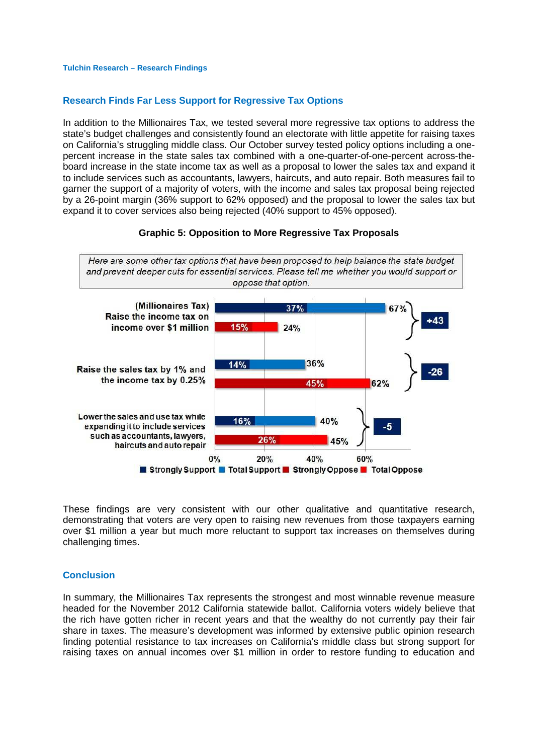## Research Finds Far Less Support for Regressive Tax Options

In addition to the Millionaires Tax, we tested several more regressive tax options to address the state's budget challenges and consistently found an electorate with little appetite for raising taxes on California's struggling middle class. Our October survey tested policy options including a one-percent increase in the state sales tax combined with a one-quarter-of-one-percent across-the-board increase in the state income tax as well as a proposal to lower the sales tax and expand it to include services such as accountants, lawyers, haircuts, and auto repair. Both measures fail to garner the support of a majority of voters, with the income and sales tax proposal being rejected by a 26-point margin (36% support to 62% opposed) and the proposal to lower the sales tax but expand it to cover services also being rejected (40% support to 45% opposed).

**Graphic 5: Opposition to More Regressive Tax Proposals**

*Here are some other tax options that have been proposed to help balance the state budget and prevent deeper cuts for essential services. Please tell me whether you would support or oppose that option.*

| Proposal | Strongly Support | Total Support | Strongly Oppose | Total Oppose | Net |
|---|---|---|---|---|---|
| (Millionaires Tax) Raise the income tax on income over $1 million | 37% | 67% | 15% | 24% | +43 |
| Raise the sales tax by 1% and the income tax by 0.25% | 14% | 36% | 45% | 62% | -26 |
| Lower the sales and use tax while expanding it to include services such as accountants, lawyers, haircuts and auto repair | 16% | 40% | 26% | 45% | -5 |

These findings are very consistent with our other qualitative and quantitative research, demonstrating that voters are very open to raising new revenues from those taxpayers earning over $1 million a year but much more reluctant to support tax increases on themselves during challenging times.

## Conclusion

In summary, the Millionaires Tax represents the strongest and most winnable revenue measure headed for the November 2012 California statewide ballot. California voters widely believe that the rich have gotten richer in recent years and that the wealthy do not currently pay their fair share in taxes. The measure's development was informed by extensive public opinion research finding potential resistance to tax increases on California's middle class but strong support for raising taxes on annual incomes over $1 million in order to restore funding to education and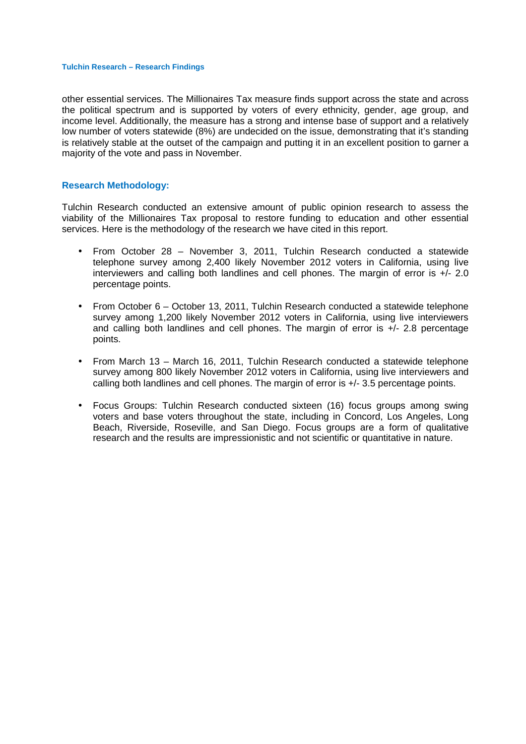other essential services. The Millionaires Tax measure finds support across the state and across the political spectrum and is supported by voters of every ethnicity, gender, age group, and income level. Additionally, the measure has a strong and intense base of support and a relatively low number of voters statewide (8%) are undecided on the issue, demonstrating that it's standing is relatively stable at the outset of the campaign and putting it in an excellent position to garner a majority of the vote and pass in November.

## Research Methodology:

Tulchin Research conducted an extensive amount of public opinion research to assess the viability of the Millionaires Tax proposal to restore funding to education and other essential services. Here is the methodology of the research we have cited in this report.

- From October 28 – November 3, 2011, Tulchin Research conducted a statewide telephone survey among 2,400 likely November 2012 voters in California, using live interviewers and calling both landlines and cell phones. The margin of error is +/- 2.0 percentage points.

- From October 6 – October 13, 2011, Tulchin Research conducted a statewide telephone survey among 1,200 likely November 2012 voters in California, using live interviewers and calling both landlines and cell phones. The margin of error is +/- 2.8 percentage points.

- From March 13 – March 16, 2011, Tulchin Research conducted a statewide telephone survey among 800 likely November 2012 voters in California, using live interviewers and calling both landlines and cell phones. The margin of error is +/- 3.5 percentage points.

- Focus Groups: Tulchin Research conducted sixteen (16) focus groups among swing voters and base voters throughout the state, including in Concord, Los Angeles, Long Beach, Riverside, Roseville, and San Diego. Focus groups are a form of qualitative research and the results are impressionistic and not scientific or quantitative in nature.